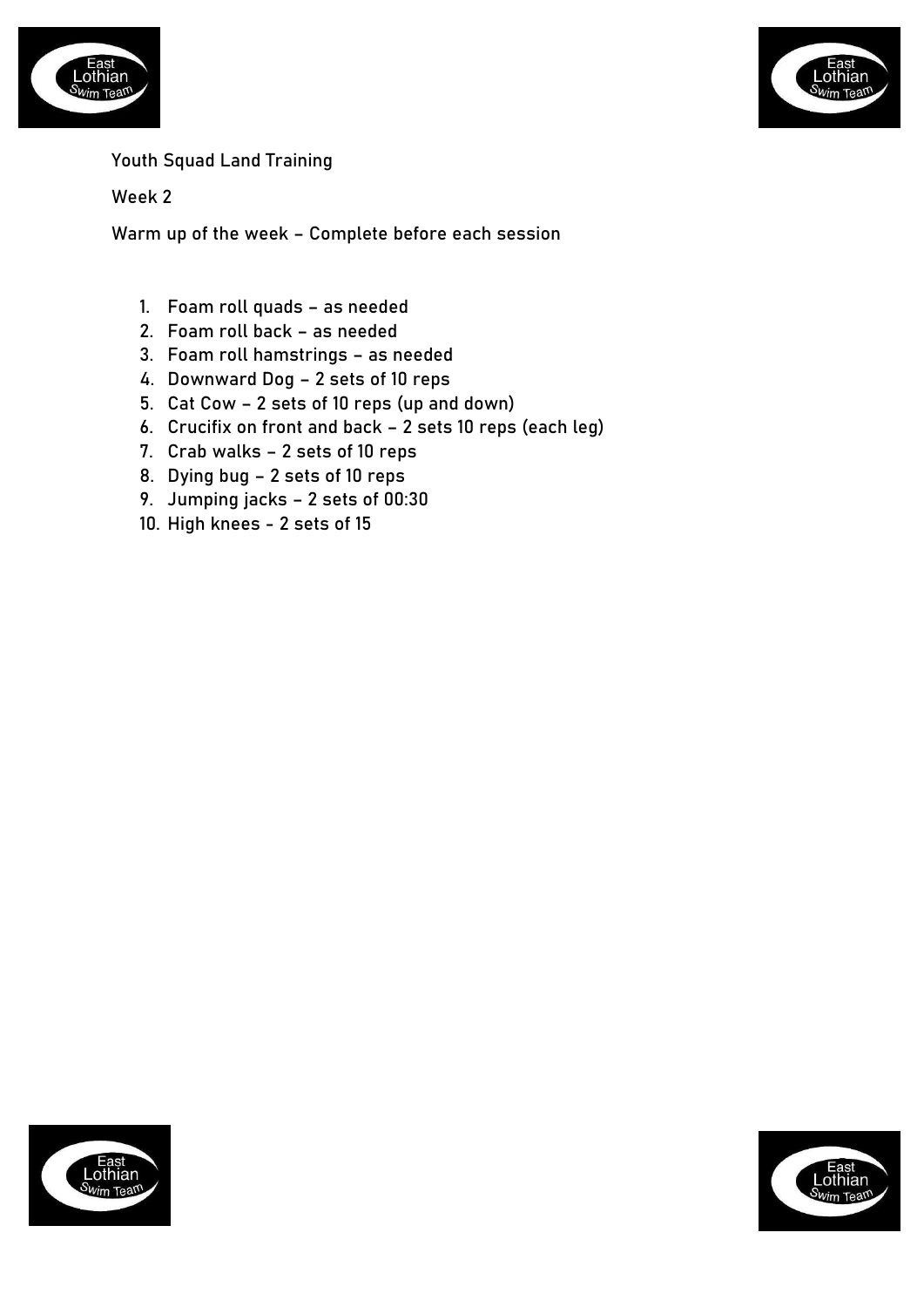Youth Squad Land Training

Week 2

Warm up of the week – Complete before each session

1. Foam roll quads – as needed
2. Foam roll back – as needed
3. Foam roll hamstrings – as needed
4. Downward Dog – 2 sets of 10 reps
5. Cat Cow – 2 sets of 10 reps (up and down)
6. Crucifix on front and back – 2 sets 10 reps (each leg)
7. Crab walks – 2 sets of 10 reps
8. Dying bug – 2 sets of 10 reps
9. Jumping jacks – 2 sets of 00:30
10. High knees - 2 sets of 15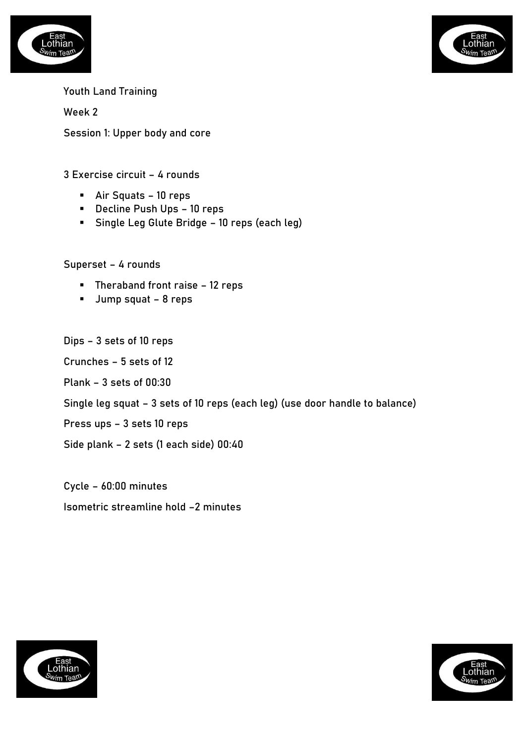Youth Land Training

Week 2

Session 1: Upper body and core

3 Exercise circuit – 4 rounds

- Air Squats – 10 reps
- Decline Push Ups – 10 reps
- Single Leg Glute Bridge – 10 reps (each leg)

Superset – 4 rounds

- Theraband front raise – 12 reps
- Jump squat – 8 reps

Dips – 3 sets of 10 reps

Crunches – 5 sets of 12

Plank – 3 sets of 00:30

Single leg squat – 3 sets of 10 reps (each leg) (use door handle to balance)

Press ups – 3 sets 10 reps

Side plank – 2 sets (1 each side) 00:40

Cycle – 60:00 minutes

Isometric streamline hold –2 minutes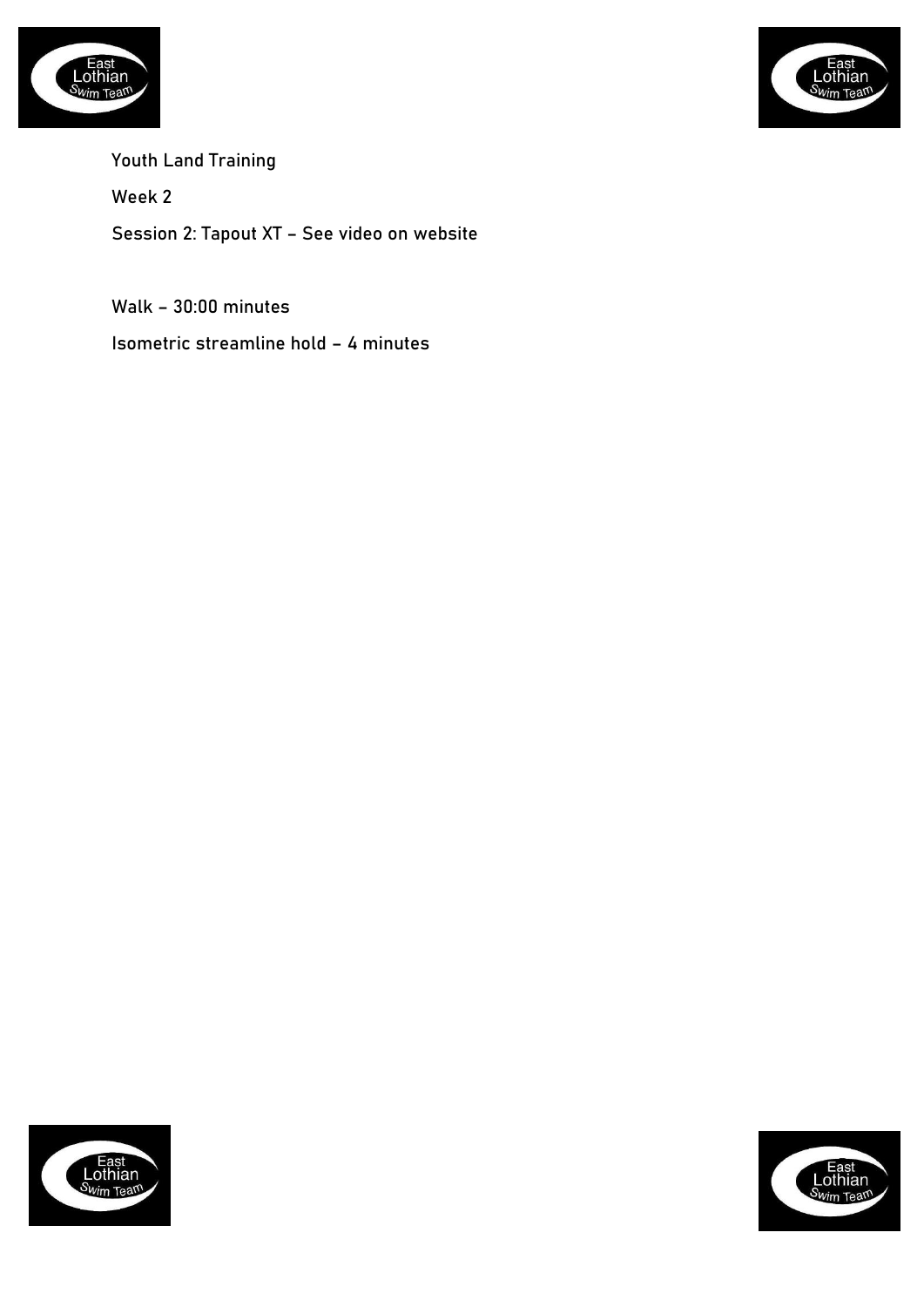Youth Land Training

Week 2

Session 2: Tapout XT – See video on website

Walk – 30:00 minutes

Isometric streamline hold – 4 minutes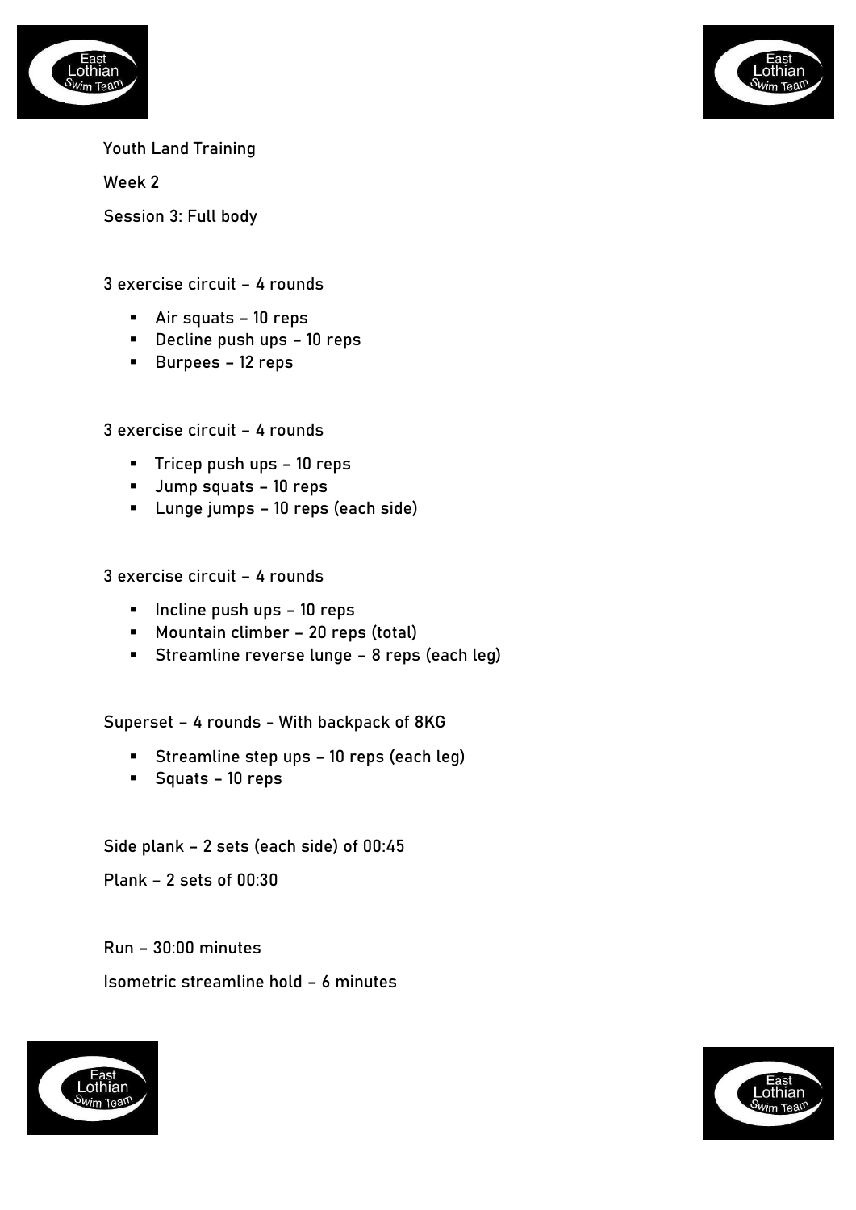Youth Land Training

Week 2

Session 3: Full body

3 exercise circuit – 4 rounds

- Air squats – 10 reps
- Decline push ups – 10 reps
- Burpees – 12 reps

3 exercise circuit – 4 rounds

- Tricep push ups – 10 reps
- Jump squats – 10 reps
- Lunge jumps – 10 reps (each side)

3 exercise circuit – 4 rounds

- Incline push ups – 10 reps
- Mountain climber – 20 reps (total)
- Streamline reverse lunge – 8 reps (each leg)

Superset – 4 rounds - With backpack of 8KG

- Streamline step ups – 10 reps (each leg)
- Squats – 10 reps

Side plank – 2 sets (each side) of 00:45

Plank – 2 sets of 00:30

Run – 30:00 minutes

Isometric streamline hold – 6 minutes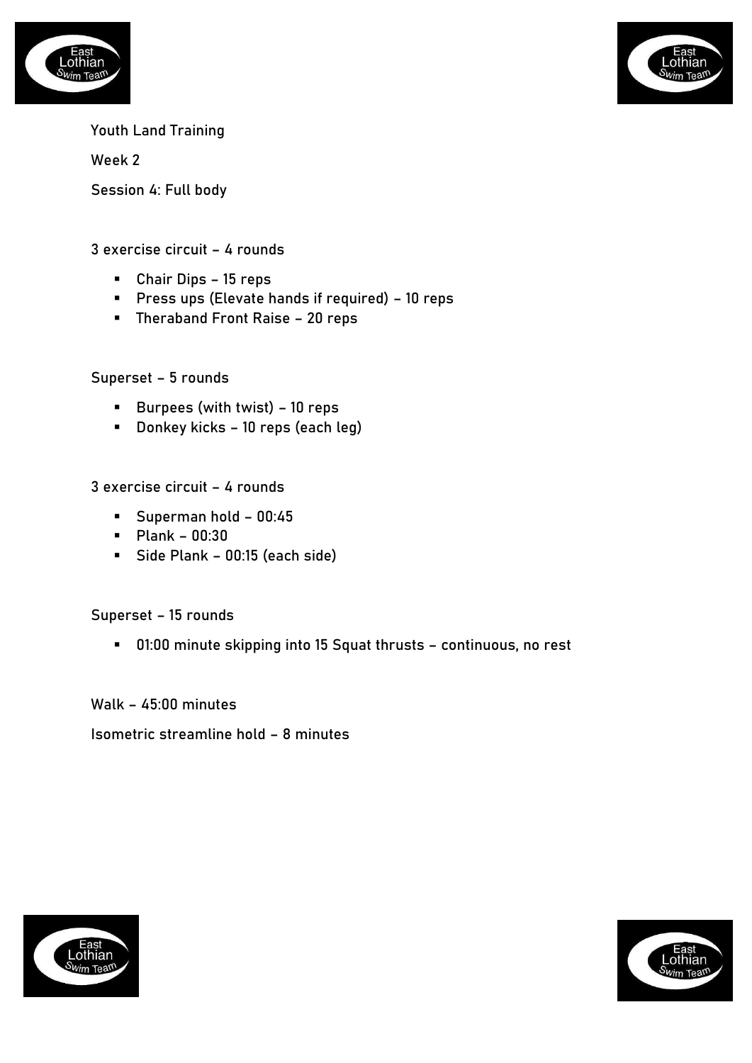Youth Land Training

Week 2

Session 4: Full body

3 exercise circuit – 4 rounds

- Chair Dips – 15 reps
- Press ups (Elevate hands if required) – 10 reps
- Theraband Front Raise – 20 reps

Superset – 5 rounds

- Burpees (with twist) – 10 reps
- Donkey kicks – 10 reps (each leg)

3 exercise circuit – 4 rounds

- Superman hold – 00:45
- Plank – 00:30
- Side Plank – 00:15 (each side)

Superset – 15 rounds

- 01:00 minute skipping into 15 Squat thrusts – continuous, no rest

Walk – 45:00 minutes

Isometric streamline hold – 8 minutes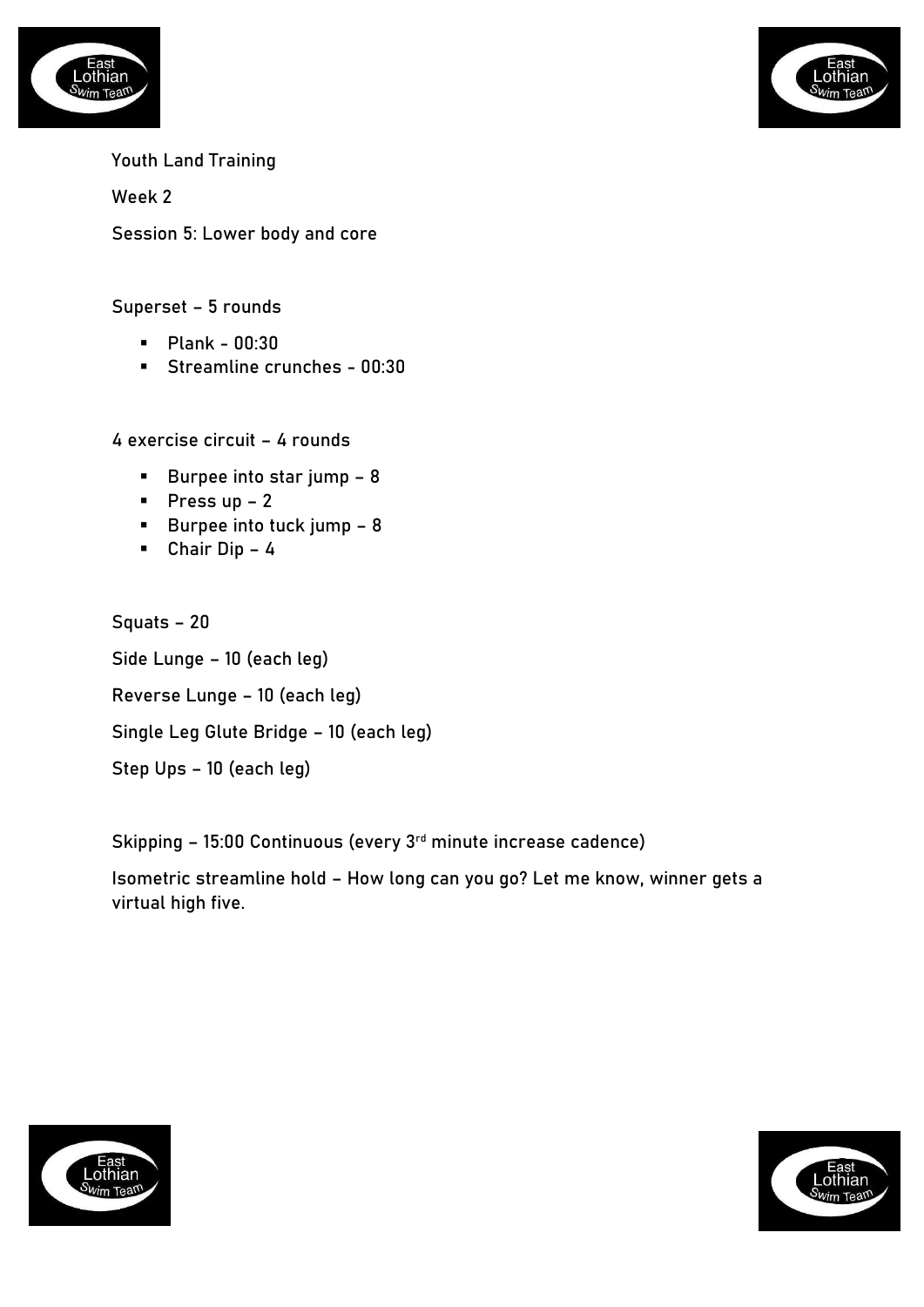Youth Land Training

Week 2

Session 5: Lower body and core

Superset – 5 rounds

- Plank - 00:30
- Streamline crunches - 00:30

4 exercise circuit – 4 rounds

- Burpee into star jump – 8
- Press up – 2
- Burpee into tuck jump – 8
- Chair Dip – 4

Squats – 20

Side Lunge – 10 (each leg)

Reverse Lunge – 10 (each leg)

Single Leg Glute Bridge – 10 (each leg)

Step Ups – 10 (each leg)

Skipping – 15:00 Continuous (every 3rd minute increase cadence)

Isometric streamline hold – How long can you go? Let me know, winner gets a virtual high five.